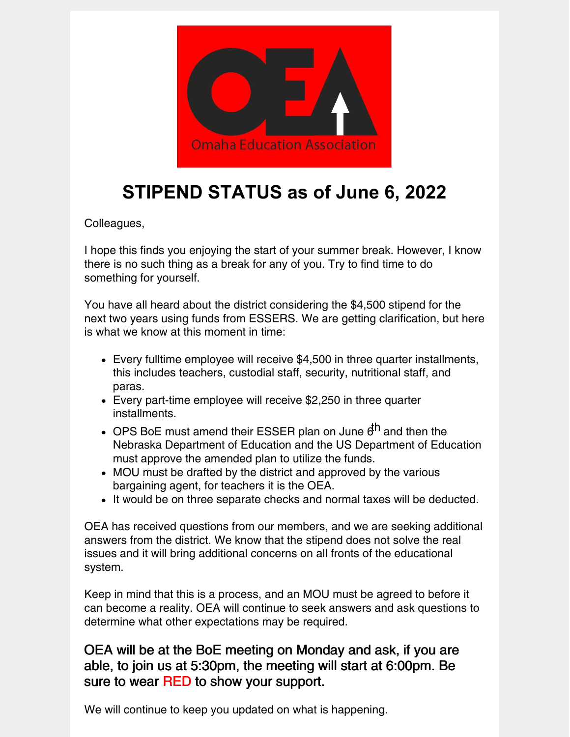# STIPEND STATUS as of June 6, 2022

Colleagues,

I hope this finds you enjoying the start of your summer break. However, I know there is no such thing as a break for any of you. Try to find time to do something for yourself.

You have all heard about the district considering the $4,500 stipend for the next two years using funds from ESSERS. We are getting clarification, but here is what we know at this moment in time:

- Every fulltime employee will receive $4,500 in three quarter installments, this includes teachers, custodial staff, security, nutritional staff, and paras.
- Every part-time employee will receive $2,250 in three quarter installments.
- OPS BoE must amend their ESSER plan on June 6th and then the Nebraska Department of Education and the US Department of Education must approve the amended plan to utilize the funds.
- MOU must be drafted by the district and approved by the various bargaining agent, for teachers it is the OEA.
- It would be on three separate checks and normal taxes will be deducted.

OEA has received questions from our members, and we are seeking additional answers from the district. We know that the stipend does not solve the real issues and it will bring additional concerns on all fronts of the educational system.

Keep in mind that this is a process, and an MOU must be agreed to before it can become a reality. OEA will continue to seek answers and ask questions to determine what other expectations may be required.

### OEA will be at the BoE meeting on Monday and ask, if you are able, to join us at 5:30pm, the meeting will start at 6:00pm. Be sure to wear RED to show your support.

We will continue to keep you updated on what is happening.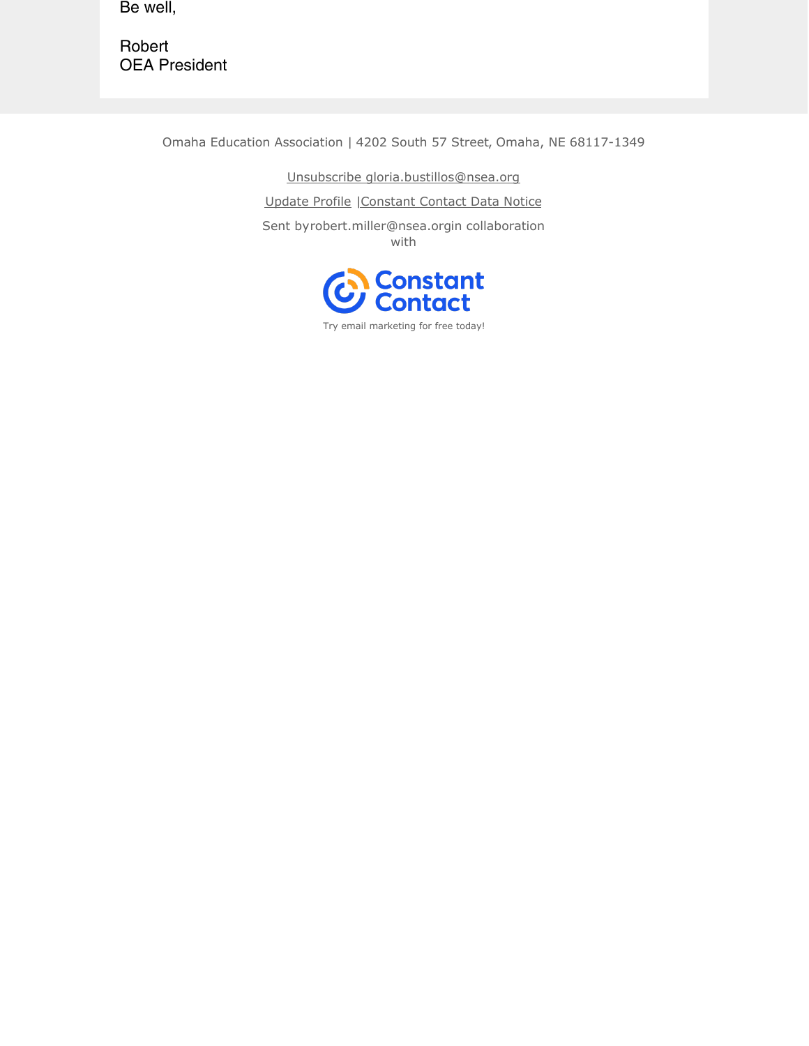Be well,

Robert
OEA President

Omaha Education Association | 4202 South 57 Street, Omaha, NE 68117-1349

Unsubscribe gloria.bustillos@nsea.org

Update Profile |Constant Contact Data Notice

Sent byrobert.miller@nsea.orgin collaboration with

Constant Contact

Try email marketing for free today!